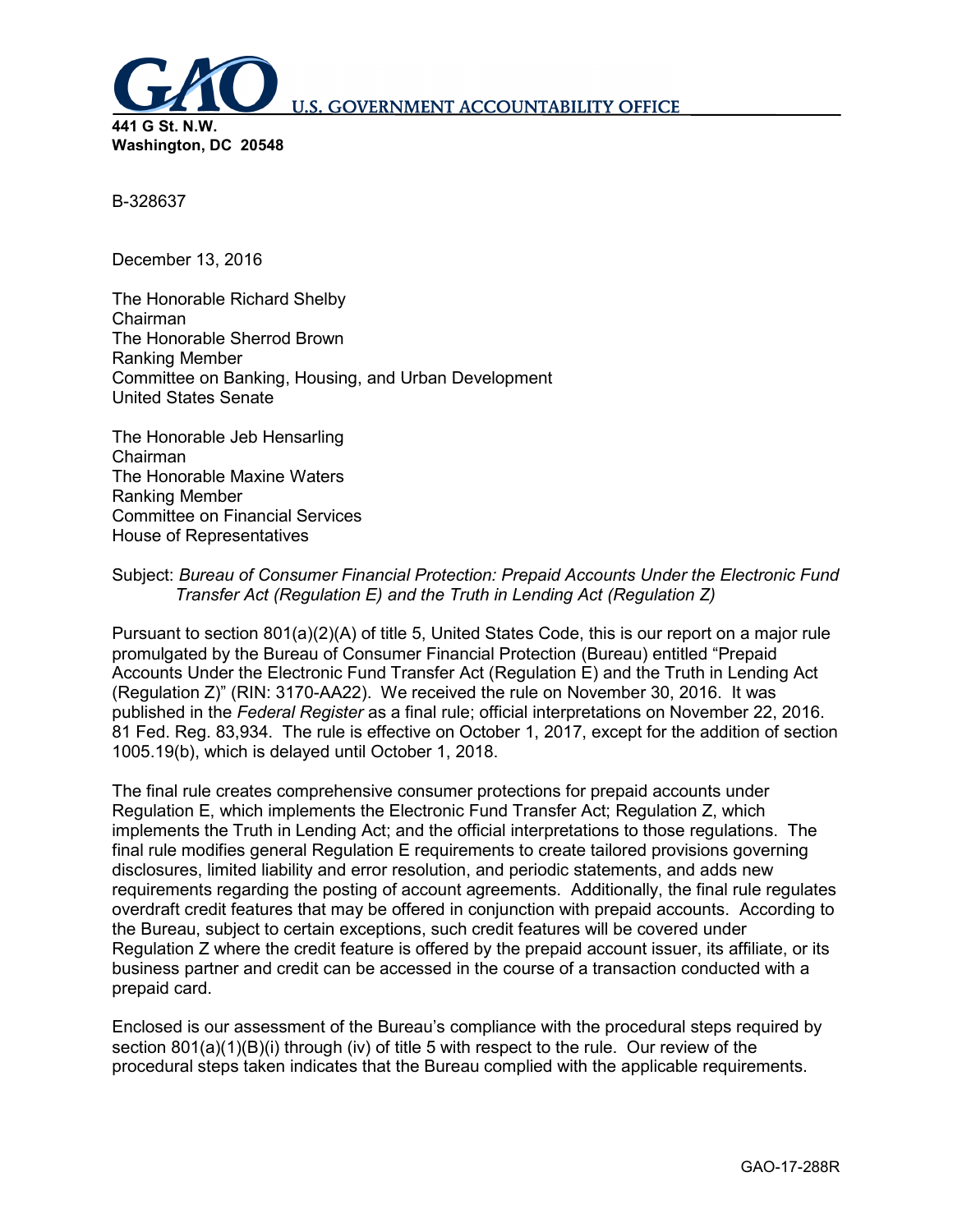**U.S. GOVERNMENT ACCOUNTABILITY OFFICE**

**441 G St. N.W.**
**Washington, DC 20548**

B-328637

December 13, 2016

The Honorable Richard Shelby
Chairman
The Honorable Sherrod Brown
Ranking Member
Committee on Banking, Housing, and Urban Development
United States Senate

The Honorable Jeb Hensarling
Chairman
The Honorable Maxine Waters
Ranking Member
Committee on Financial Services
House of Representatives

Subject: *Bureau of Consumer Financial Protection: Prepaid Accounts Under the Electronic Fund Transfer Act (Regulation E) and the Truth in Lending Act (Regulation Z)*

Pursuant to section 801(a)(2)(A) of title 5, United States Code, this is our report on a major rule promulgated by the Bureau of Consumer Financial Protection (Bureau) entitled "Prepaid Accounts Under the Electronic Fund Transfer Act (Regulation E) and the Truth in Lending Act (Regulation Z)" (RIN: 3170-AA22). We received the rule on November 30, 2016. It was published in the *Federal Register* as a final rule; official interpretations on November 22, 2016. 81 Fed. Reg. 83,934. The rule is effective on October 1, 2017, except for the addition of section 1005.19(b), which is delayed until October 1, 2018.

The final rule creates comprehensive consumer protections for prepaid accounts under Regulation E, which implements the Electronic Fund Transfer Act; Regulation Z, which implements the Truth in Lending Act; and the official interpretations to those regulations. The final rule modifies general Regulation E requirements to create tailored provisions governing disclosures, limited liability and error resolution, and periodic statements, and adds new requirements regarding the posting of account agreements. Additionally, the final rule regulates overdraft credit features that may be offered in conjunction with prepaid accounts. According to the Bureau, subject to certain exceptions, such credit features will be covered under Regulation Z where the credit feature is offered by the prepaid account issuer, its affiliate, or its business partner and credit can be accessed in the course of a transaction conducted with a prepaid card.

Enclosed is our assessment of the Bureau's compliance with the procedural steps required by section 801(a)(1)(B)(i) through (iv) of title 5 with respect to the rule. Our review of the procedural steps taken indicates that the Bureau complied with the applicable requirements.

GAO-17-288R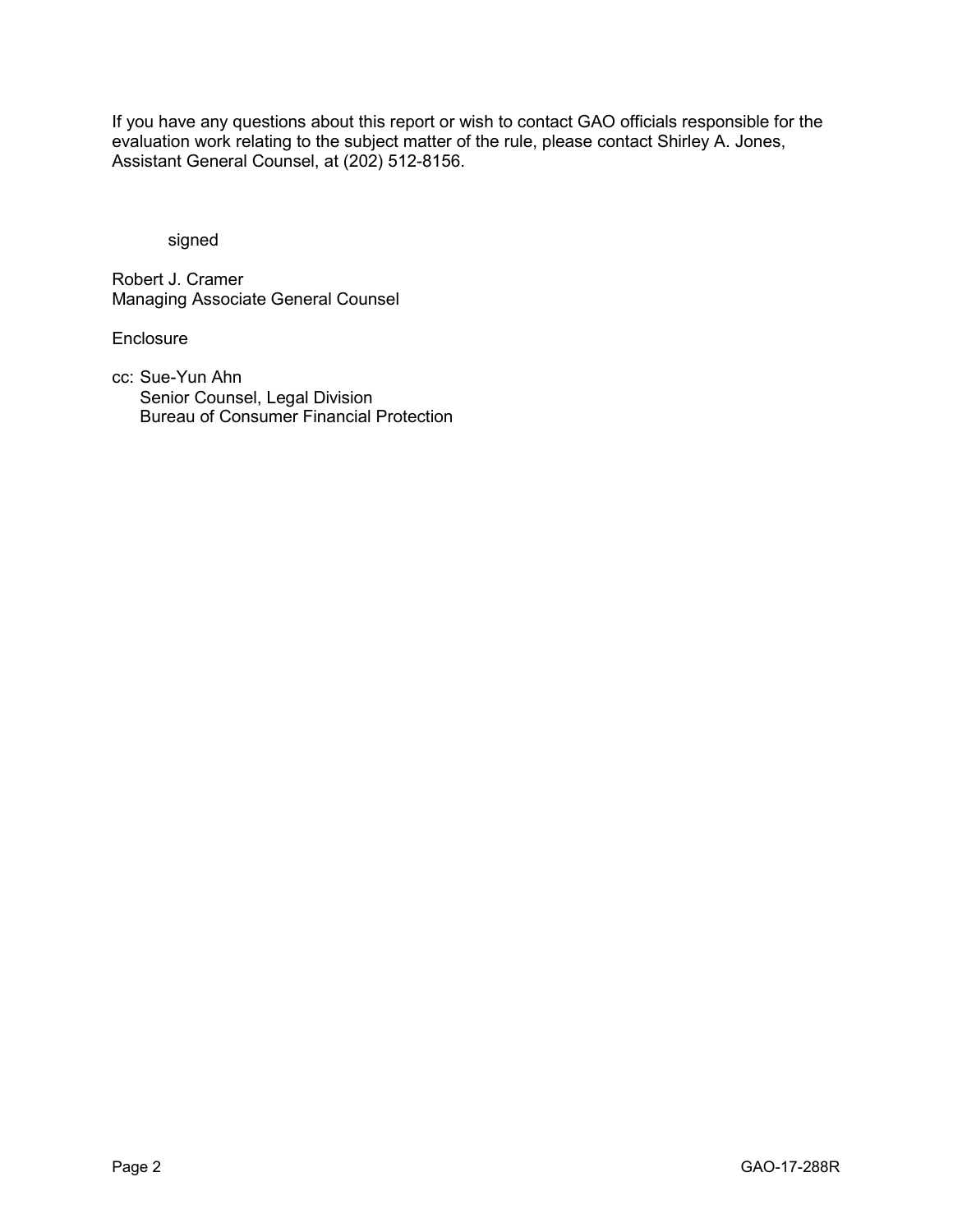If you have any questions about this report or wish to contact GAO officials responsible for the evaluation work relating to the subject matter of the rule, please contact Shirley A. Jones, Assistant General Counsel, at (202) 512-8156.

signed

Robert J. Cramer  
Managing Associate General Counsel

Enclosure

cc: Sue-Yun Ahn  
Senior Counsel, Legal Division  
Bureau of Consumer Financial Protection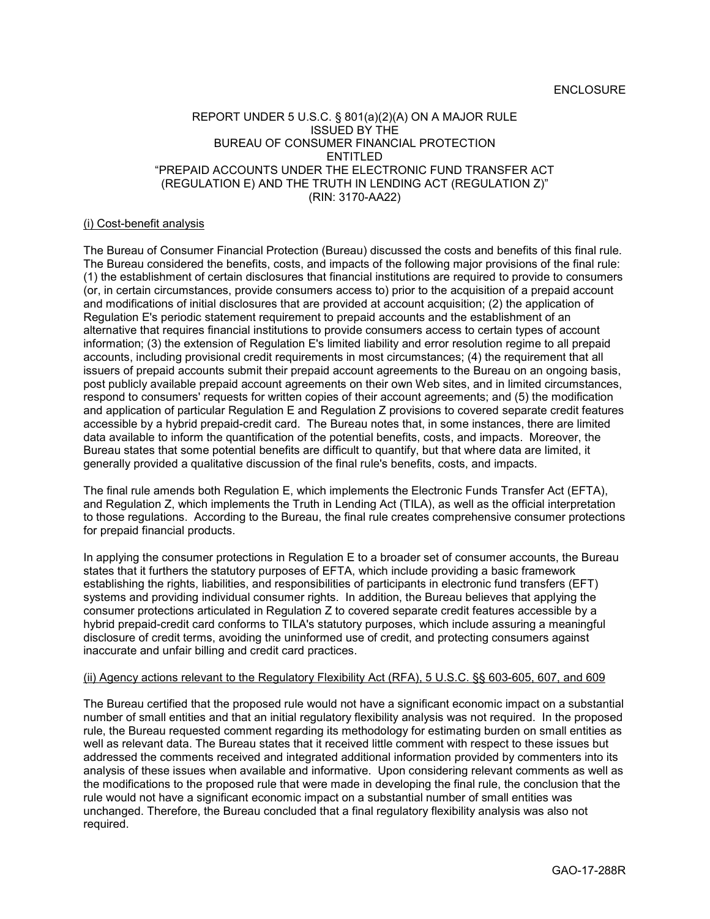ENCLOSURE

REPORT UNDER 5 U.S.C. § 801(a)(2)(A) ON A MAJOR RULE
ISSUED BY THE
BUREAU OF CONSUMER FINANCIAL PROTECTION
ENTITLED
"PREPAID ACCOUNTS UNDER THE ELECTRONIC FUND TRANSFER ACT (REGULATION E) AND THE TRUTH IN LENDING ACT (REGULATION Z)"
(RIN: 3170-AA22)

(i) Cost-benefit analysis

The Bureau of Consumer Financial Protection (Bureau) discussed the costs and benefits of this final rule. The Bureau considered the benefits, costs, and impacts of the following major provisions of the final rule: (1) the establishment of certain disclosures that financial institutions are required to provide to consumers (or, in certain circumstances, provide consumers access to) prior to the acquisition of a prepaid account and modifications of initial disclosures that are provided at account acquisition; (2) the application of Regulation E's periodic statement requirement to prepaid accounts and the establishment of an alternative that requires financial institutions to provide consumers access to certain types of account information; (3) the extension of Regulation E's limited liability and error resolution regime to all prepaid accounts, including provisional credit requirements in most circumstances; (4) the requirement that all issuers of prepaid accounts submit their prepaid account agreements to the Bureau on an ongoing basis, post publicly available prepaid account agreements on their own Web sites, and in limited circumstances, respond to consumers' requests for written copies of their account agreements; and (5) the modification and application of particular Regulation E and Regulation Z provisions to covered separate credit features accessible by a hybrid prepaid-credit card. The Bureau notes that, in some instances, there are limited data available to inform the quantification of the potential benefits, costs, and impacts. Moreover, the Bureau states that some potential benefits are difficult to quantify, but that where data are limited, it generally provided a qualitative discussion of the final rule's benefits, costs, and impacts.

The final rule amends both Regulation E, which implements the Electronic Funds Transfer Act (EFTA), and Regulation Z, which implements the Truth in Lending Act (TILA), as well as the official interpretation to those regulations. According to the Bureau, the final rule creates comprehensive consumer protections for prepaid financial products.

In applying the consumer protections in Regulation E to a broader set of consumer accounts, the Bureau states that it furthers the statutory purposes of EFTA, which include providing a basic framework establishing the rights, liabilities, and responsibilities of participants in electronic fund transfers (EFT) systems and providing individual consumer rights. In addition, the Bureau believes that applying the consumer protections articulated in Regulation Z to covered separate credit features accessible by a hybrid prepaid-credit card conforms to TILA's statutory purposes, which include assuring a meaningful disclosure of credit terms, avoiding the uninformed use of credit, and protecting consumers against inaccurate and unfair billing and credit card practices.

(ii) Agency actions relevant to the Regulatory Flexibility Act (RFA), 5 U.S.C. §§ 603-605, 607, and 609

The Bureau certified that the proposed rule would not have a significant economic impact on a substantial number of small entities and that an initial regulatory flexibility analysis was not required. In the proposed rule, the Bureau requested comment regarding its methodology for estimating burden on small entities as well as relevant data. The Bureau states that it received little comment with respect to these issues but addressed the comments received and integrated additional information provided by commenters into its analysis of these issues when available and informative. Upon considering relevant comments as well as the modifications to the proposed rule that were made in developing the final rule, the conclusion that the rule would not have a significant economic impact on a substantial number of small entities was unchanged. Therefore, the Bureau concluded that a final regulatory flexibility analysis was also not required.

GAO-17-288R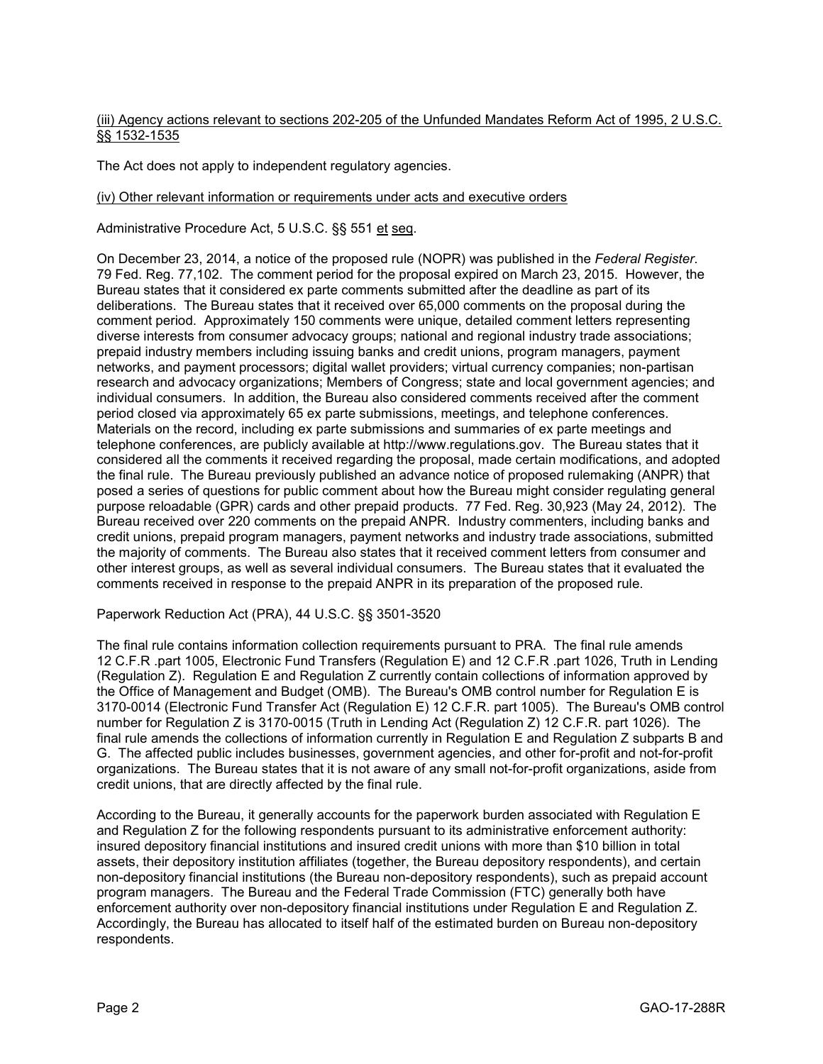(iii) Agency actions relevant to sections 202-205 of the Unfunded Mandates Reform Act of 1995, 2 U.S.C. §§ 1532-1535

The Act does not apply to independent regulatory agencies.

(iv) Other relevant information or requirements under acts and executive orders

Administrative Procedure Act, 5 U.S.C. §§ 551 et seq.

On December 23, 2014, a notice of the proposed rule (NOPR) was published in the *Federal Register*. 79 Fed. Reg. 77,102. The comment period for the proposal expired on March 23, 2015. However, the Bureau states that it considered ex parte comments submitted after the deadline as part of its deliberations. The Bureau states that it received over 65,000 comments on the proposal during the comment period. Approximately 150 comments were unique, detailed comment letters representing diverse interests from consumer advocacy groups; national and regional industry trade associations; prepaid industry members including issuing banks and credit unions, program managers, payment networks, and payment processors; digital wallet providers; virtual currency companies; non-partisan research and advocacy organizations; Members of Congress; state and local government agencies; and individual consumers. In addition, the Bureau also considered comments received after the comment period closed via approximately 65 ex parte submissions, meetings, and telephone conferences. Materials on the record, including ex parte submissions and summaries of ex parte meetings and telephone conferences, are publicly available at http://www.regulations.gov. The Bureau states that it considered all the comments it received regarding the proposal, made certain modifications, and adopted the final rule. The Bureau previously published an advance notice of proposed rulemaking (ANPR) that posed a series of questions for public comment about how the Bureau might consider regulating general purpose reloadable (GPR) cards and other prepaid products. 77 Fed. Reg. 30,923 (May 24, 2012). The Bureau received over 220 comments on the prepaid ANPR. Industry commenters, including banks and credit unions, prepaid program managers, payment networks and industry trade associations, submitted the majority of comments. The Bureau also states that it received comment letters from consumer and other interest groups, as well as several individual consumers. The Bureau states that it evaluated the comments received in response to the prepaid ANPR in its preparation of the proposed rule.

Paperwork Reduction Act (PRA), 44 U.S.C. §§ 3501-3520

The final rule contains information collection requirements pursuant to PRA. The final rule amends 12 C.F.R .part 1005, Electronic Fund Transfers (Regulation E) and 12 C.F.R .part 1026, Truth in Lending (Regulation Z). Regulation E and Regulation Z currently contain collections of information approved by the Office of Management and Budget (OMB). The Bureau's OMB control number for Regulation E is 3170-0014 (Electronic Fund Transfer Act (Regulation E) 12 C.F.R. part 1005). The Bureau's OMB control number for Regulation Z is 3170-0015 (Truth in Lending Act (Regulation Z) 12 C.F.R. part 1026). The final rule amends the collections of information currently in Regulation E and Regulation Z subparts B and G. The affected public includes businesses, government agencies, and other for-profit and not-for-profit organizations. The Bureau states that it is not aware of any small not-for-profit organizations, aside from credit unions, that are directly affected by the final rule.

According to the Bureau, it generally accounts for the paperwork burden associated with Regulation E and Regulation Z for the following respondents pursuant to its administrative enforcement authority: insured depository financial institutions and insured credit unions with more than $10 billion in total assets, their depository institution affiliates (together, the Bureau depository respondents), and certain non-depository financial institutions (the Bureau non-depository respondents), such as prepaid account program managers. The Bureau and the Federal Trade Commission (FTC) generally both have enforcement authority over non-depository financial institutions under Regulation E and Regulation Z. Accordingly, the Bureau has allocated to itself half of the estimated burden on Bureau non-depository respondents.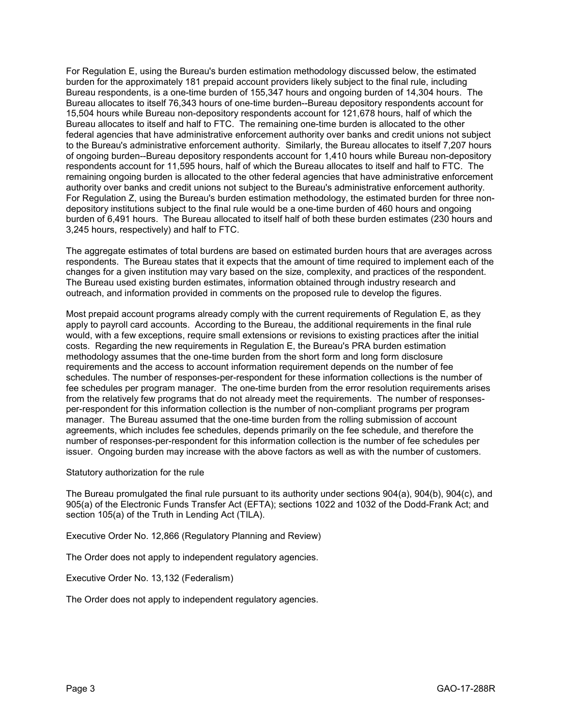For Regulation E, using the Bureau's burden estimation methodology discussed below, the estimated burden for the approximately 181 prepaid account providers likely subject to the final rule, including Bureau respondents, is a one-time burden of 155,347 hours and ongoing burden of 14,304 hours. The Bureau allocates to itself 76,343 hours of one-time burden--Bureau depository respondents account for 15,504 hours while Bureau non-depository respondents account for 121,678 hours, half of which the Bureau allocates to itself and half to FTC. The remaining one-time burden is allocated to the other federal agencies that have administrative enforcement authority over banks and credit unions not subject to the Bureau's administrative enforcement authority. Similarly, the Bureau allocates to itself 7,207 hours of ongoing burden--Bureau depository respondents account for 1,410 hours while Bureau non-depository respondents account for 11,595 hours, half of which the Bureau allocates to itself and half to FTC. The remaining ongoing burden is allocated to the other federal agencies that have administrative enforcement authority over banks and credit unions not subject to the Bureau's administrative enforcement authority. For Regulation Z, using the Bureau's burden estimation methodology, the estimated burden for three non-depository institutions subject to the final rule would be a one-time burden of 460 hours and ongoing burden of 6,491 hours. The Bureau allocated to itself half of both these burden estimates (230 hours and 3,245 hours, respectively) and half to FTC.

The aggregate estimates of total burdens are based on estimated burden hours that are averages across respondents. The Bureau states that it expects that the amount of time required to implement each of the changes for a given institution may vary based on the size, complexity, and practices of the respondent. The Bureau used existing burden estimates, information obtained through industry research and outreach, and information provided in comments on the proposed rule to develop the figures.

Most prepaid account programs already comply with the current requirements of Regulation E, as they apply to payroll card accounts. According to the Bureau, the additional requirements in the final rule would, with a few exceptions, require small extensions or revisions to existing practices after the initial costs. Regarding the new requirements in Regulation E, the Bureau's PRA burden estimation methodology assumes that the one-time burden from the short form and long form disclosure requirements and the access to account information requirement depends on the number of fee schedules. The number of responses-per-respondent for these information collections is the number of fee schedules per program manager. The one-time burden from the error resolution requirements arises from the relatively few programs that do not already meet the requirements. The number of responses-per-respondent for this information collection is the number of non-compliant programs per program manager. The Bureau assumed that the one-time burden from the rolling submission of account agreements, which includes fee schedules, depends primarily on the fee schedule, and therefore the number of responses-per-respondent for this information collection is the number of fee schedules per issuer. Ongoing burden may increase with the above factors as well as with the number of customers.

Statutory authorization for the rule

The Bureau promulgated the final rule pursuant to its authority under sections 904(a), 904(b), 904(c), and 905(a) of the Electronic Funds Transfer Act (EFTA); sections 1022 and 1032 of the Dodd-Frank Act; and section 105(a) of the Truth in Lending Act (TILA).

Executive Order No. 12,866 (Regulatory Planning and Review)

The Order does not apply to independent regulatory agencies.

Executive Order No. 13,132 (Federalism)

The Order does not apply to independent regulatory agencies.